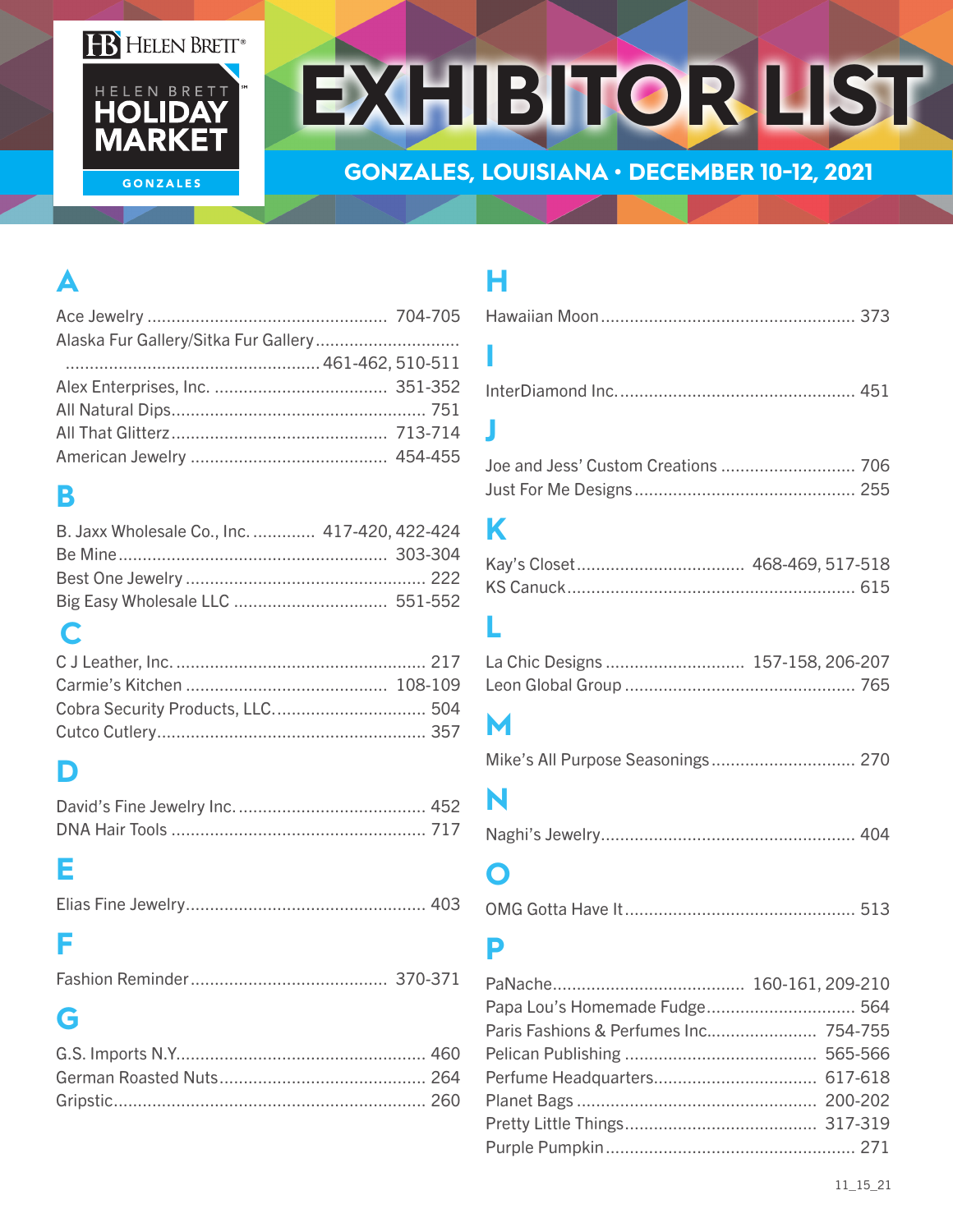HELEN BRETT® HELEN BRETT HOLIDAY MARKET℠ GONZALES

# EXHIBITOR LIST

## GONZALES, LOUISIANA • DECEMBER 10-12, 2021

## A

Ace Jewelry ........................................ 704-705
Alaska Fur Gallery/Sitka Fur Gallery ........................................ 461-462, 510-511
Alex Enterprises, Inc. ........................................ 351-352
All Natural Dips ........................................ 751
All That Glitterz ........................................ 713-714
American Jewelry ........................................ 454-455

## B

B. Jaxx Wholesale Co., Inc. ............. 417-420, 422-424
Be Mine ........................................ 303-304
Best One Jewelry ........................................ 222
Big Easy Wholesale LLC ........................................ 551-552

## C

C J Leather, Inc. ........................................ 217
Carmie's Kitchen ........................................ 108-109
Cobra Security Products, LLC. ........................................ 504
Cutco Cutlery ........................................ 357

## D

David's Fine Jewelry Inc. ........................................ 452
DNA Hair Tools ........................................ 717

## E

Elias Fine Jewelry ........................................ 403

## F

Fashion Reminder ........................................ 370-371

## G

G.S. Imports N.Y. ........................................ 460
German Roasted Nuts ........................................ 264
Gripstic ........................................ 260

## H

Hawaiian Moon ........................................ 373

## I

InterDiamond Inc. ........................................ 451

## J

Joe and Jess' Custom Creations ........................................ 706
Just For Me Designs ........................................ 255

## K

Kay's Closet ........................................ 468-469, 517-518
KS Canuck ........................................ 615

## L

La Chic Designs ........................................ 157-158, 206-207
Leon Global Group ........................................ 765

## M

Mike's All Purpose Seasonings ........................................ 270

## N

Naghi's Jewelry ........................................ 404

## O

OMG Gotta Have It ........................................ 513

## P

PaNache ........................................ 160-161, 209-210
Papa Lou's Homemade Fudge ........................................ 564
Paris Fashions & Perfumes Inc. ........................................ 754-755
Pelican Publishing ........................................ 565-566
Perfume Headquarters ........................................ 617-618
Planet Bags ........................................ 200-202
Pretty Little Things ........................................ 317-319
Purple Pumpkin ........................................ 271

11_15_21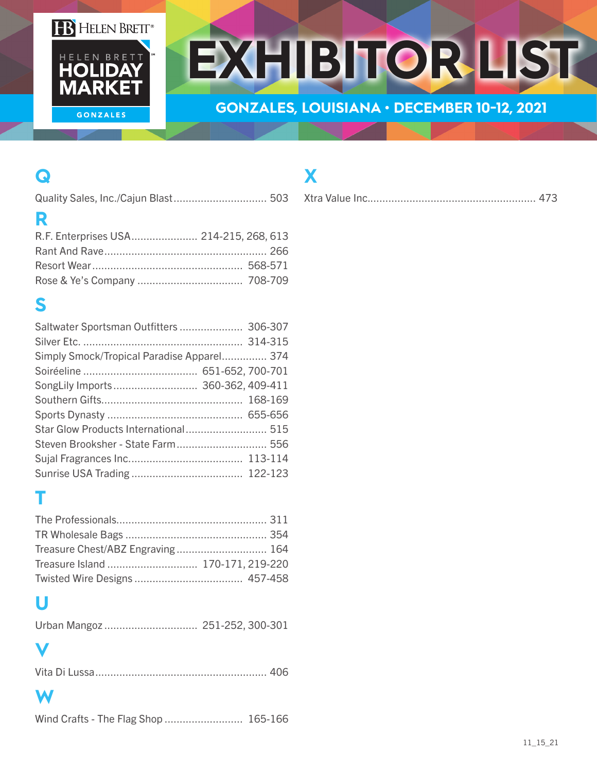HELEN BRETT

HELEN BRETT HOLIDAY MARKET GONZALES

# EXHIBITOR LIST

## GONZALES, LOUISIANA • DECEMBER 10-12, 2021

## Q

Quality Sales, Inc./Cajun Blast .............................. 503

## R

R.F. Enterprises USA ...................... 214-215, 268, 613
Rant And Rave ..................................................... 266
Resort Wear ................................................. 568-571
Rose & Ye's Company .................................. 708-709

## S

Saltwater Sportsman Outfitters ..................... 306-307
Silver Etc. .................................................... 314-315
Simply Smock/Tropical Paradise Apparel ............... 374
Soiréeline ...................................... 651-652, 700-701
SongLily Imports ........................... 360-362, 409-411
Southern Gifts .............................................. 168-169
Sports Dynasty ............................................ 655-656
Star Glow Products International .......................... 515
Steven Brooksher - State Farm ............................. 556
Sujal Fragrances Inc. ..................................... 113-114
Sunrise USA Trading .................................... 122-123

## T

The Professionals ................................................. 311
TR Wholesale Bags .............................................. 354
Treasure Chest/ABZ Engraving ............................. 164
Treasure Island ............................. 170-171, 219-220
Twisted Wire Designs ................................... 457-458

## U

Urban Mangoz ............................... 251-252, 300-301

## V

Vita Di Lussa ........................................................ 406

## W

Wind Crafts - The Flag Shop ......................... 165-166

## X

Xtra Value Inc. ...................................................... 473

11_15_21